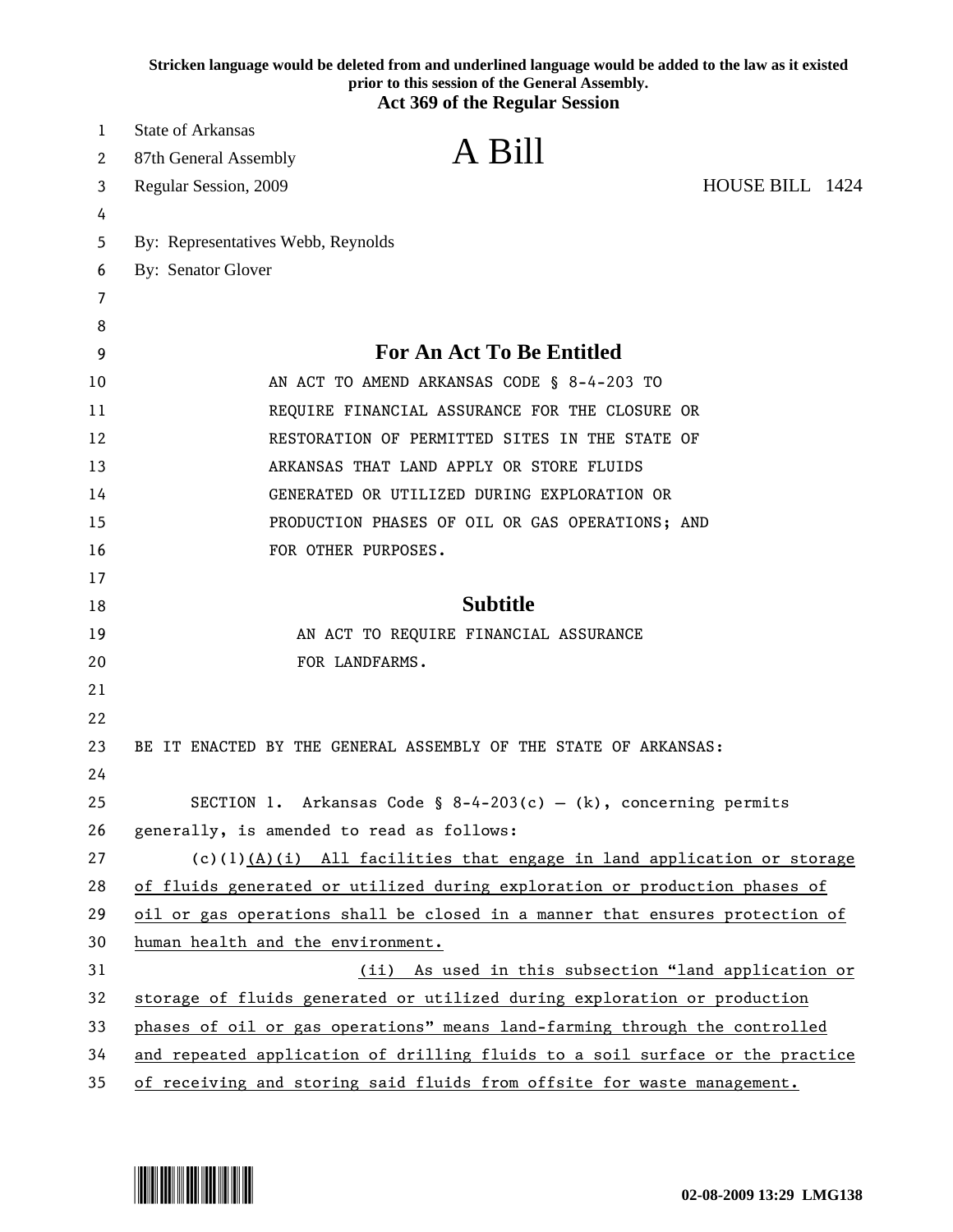**Stricken language would be deleted from and underlined language would be added to the law as it existed prior to this session of the General Assembly.**

**Act 369 of the Regular Session**

State of Arkansas
87th General Assembly
Regular Session, 2009

# A Bill

HOUSE BILL 1424

By: Representatives Webb, Reynolds
By: Senator Glover

## For An Act To Be Entitled

AN ACT TO AMEND ARKANSAS CODE § 8-4-203 TO REQUIRE FINANCIAL ASSURANCE FOR THE CLOSURE OR RESTORATION OF PERMITTED SITES IN THE STATE OF ARKANSAS THAT LAND APPLY OR STORE FLUIDS GENERATED OR UTILIZED DURING EXPLORATION OR PRODUCTION PHASES OF OIL OR GAS OPERATIONS; AND FOR OTHER PURPOSES.

## Subtitle

AN ACT TO REQUIRE FINANCIAL ASSURANCE FOR LANDFARMS.

BE IT ENACTED BY THE GENERAL ASSEMBLY OF THE STATE OF ARKANSAS:

SECTION 1. Arkansas Code § 8-4-203(c) – (k), concerning permits generally, is amended to read as follows:

(c)(1)<u>(A)(i) All facilities that engage in land application or storage of fluids generated or utilized during exploration or production phases of oil or gas operations shall be closed in a manner that ensures protection of human health and the environment.</u>

<u>(ii) As used in this subsection "land application or storage of fluids generated or utilized during exploration or production phases of oil or gas operations" means land-farming through the controlled and repeated application of drilling fluids to a soil surface or the practice of receiving and storing said fluids from offsite for waste management.</u>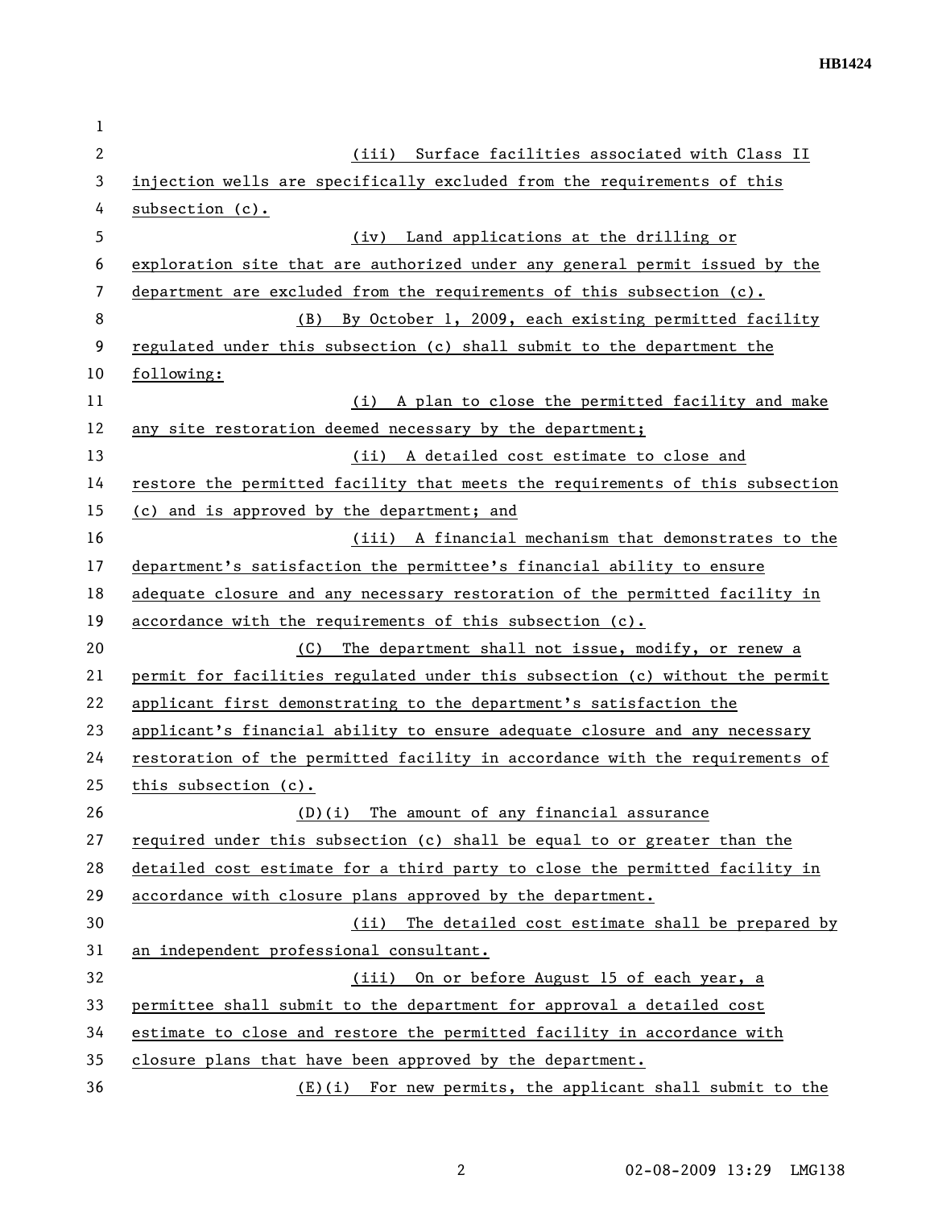(iii) Surface facilities associated with Class II injection wells are specifically excluded from the requirements of this subsection (c).

(iv) Land applications at the drilling or exploration site that are authorized under any general permit issued by the department are excluded from the requirements of this subsection (c).

(B) By October 1, 2009, each existing permitted facility regulated under this subsection (c) shall submit to the department the following:

(i) A plan to close the permitted facility and make any site restoration deemed necessary by the department;

(ii) A detailed cost estimate to close and restore the permitted facility that meets the requirements of this subsection (c) and is approved by the department; and

(iii) A financial mechanism that demonstrates to the department's satisfaction the permittee's financial ability to ensure adequate closure and any necessary restoration of the permitted facility in accordance with the requirements of this subsection (c).

(C) The department shall not issue, modify, or renew a permit for facilities regulated under this subsection (c) without the permit applicant first demonstrating to the department's satisfaction the applicant's financial ability to ensure adequate closure and any necessary restoration of the permitted facility in accordance with the requirements of this subsection (c).

(D)(i) The amount of any financial assurance required under this subsection (c) shall be equal to or greater than the detailed cost estimate for a third party to close the permitted facility in accordance with closure plans approved by the department.

(ii) The detailed cost estimate shall be prepared by an independent professional consultant.

(iii) On or before August 15 of each year, a permittee shall submit to the department for approval a detailed cost estimate to close and restore the permitted facility in accordance with closure plans that have been approved by the department.

(E)(i) For new permits, the applicant shall submit to the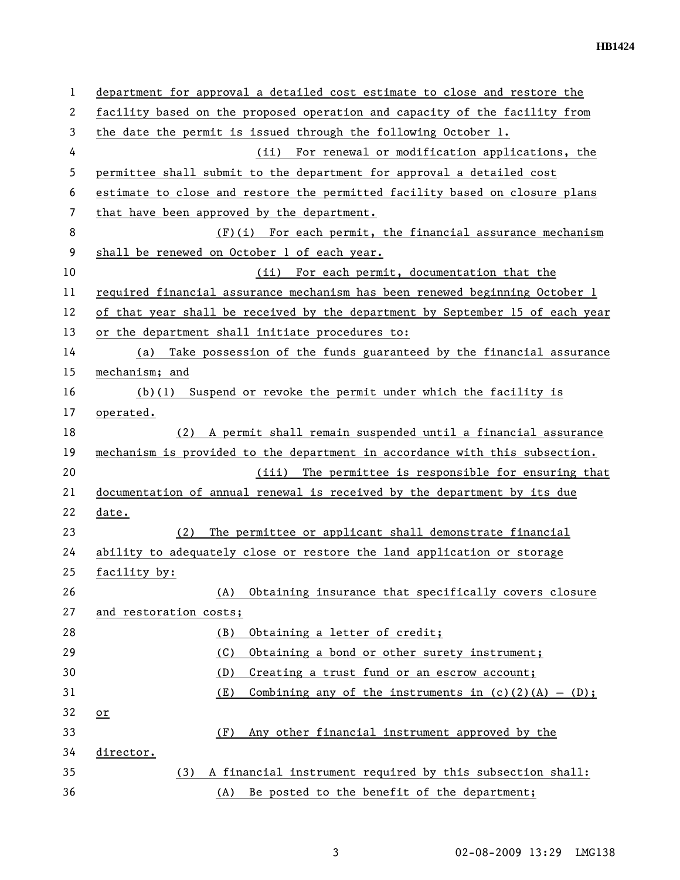department for approval a detailed cost estimate to close and restore the facility based on the proposed operation and capacity of the facility from the date the permit is issued through the following October 1.

(ii) For renewal or modification applications, the permittee shall submit to the department for approval a detailed cost estimate to close and restore the permitted facility based on closure plans that have been approved by the department.

(F)(i) For each permit, the financial assurance mechanism shall be renewed on October 1 of each year.

(ii) For each permit, documentation that the required financial assurance mechanism has been renewed beginning October 1 of that year shall be received by the department by September 15 of each year or the department shall initiate procedures to:

(a) Take possession of the funds guaranteed by the financial assurance mechanism; and

(b)(1) Suspend or revoke the permit under which the facility is operated.

(2) A permit shall remain suspended until a financial assurance mechanism is provided to the department in accordance with this subsection.

(iii) The permittee is responsible for ensuring that documentation of annual renewal is received by the department by its due date.

(2) The permittee or applicant shall demonstrate financial ability to adequately close or restore the land application or storage facility by:

(A) Obtaining insurance that specifically covers closure and restoration costs;

(B) Obtaining a letter of credit;

(C) Obtaining a bond or other surety instrument;

(D) Creating a trust fund or an escrow account;

(E) Combining any of the instruments in (c)(2)(A) – (D); or

(F) Any other financial instrument approved by the director.

(3) A financial instrument required by this subsection shall:

(A) Be posted to the benefit of the department;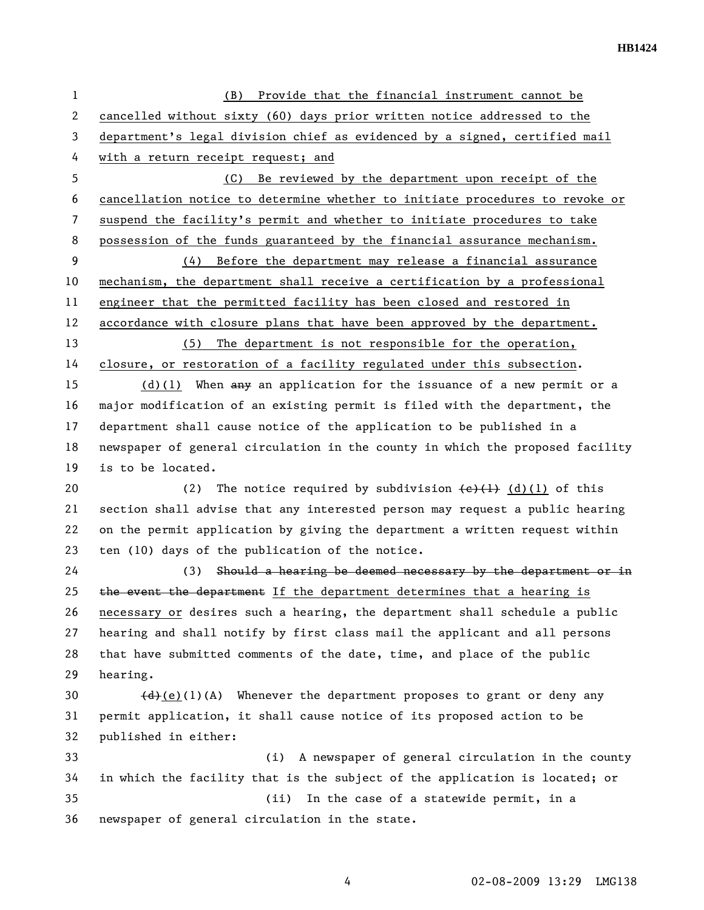(B) Provide that the financial instrument cannot be cancelled without sixty (60) days prior written notice addressed to the department's legal division chief as evidenced by a signed, certified mail with a return receipt request; and

(C) Be reviewed by the department upon receipt of the cancellation notice to determine whether to initiate procedures to revoke or suspend the facility's permit and whether to initiate procedures to take possession of the funds guaranteed by the financial assurance mechanism.

(4) Before the department may release a financial assurance mechanism, the department shall receive a certification by a professional engineer that the permitted facility has been closed and restored in accordance with closure plans that have been approved by the department.

(5) The department is not responsible for the operation, closure, or restoration of a facility regulated under this subsection.

(d)(1) When ~~any~~ an application for the issuance of a new permit or a major modification of an existing permit is filed with the department, the department shall cause notice of the application to be published in a newspaper of general circulation in the county in which the proposed facility is to be located.

(2) The notice required by subdivision ~~(c)(1)~~ (d)(1) of this section shall advise that any interested person may request a public hearing on the permit application by giving the department a written request within ten (10) days of the publication of the notice.

(3) ~~Should a hearing be deemed necessary by the department or in the event the department~~ If the department determines that a hearing is necessary or desires such a hearing, the department shall schedule a public hearing and shall notify by first class mail the applicant and all persons that have submitted comments of the date, time, and place of the public hearing.

~~(d)~~(e)(1)(A) Whenever the department proposes to grant or deny any permit application, it shall cause notice of its proposed action to be published in either:

(i) A newspaper of general circulation in the county in which the facility that is the subject of the application is located; or

(ii) In the case of a statewide permit, in a newspaper of general circulation in the state.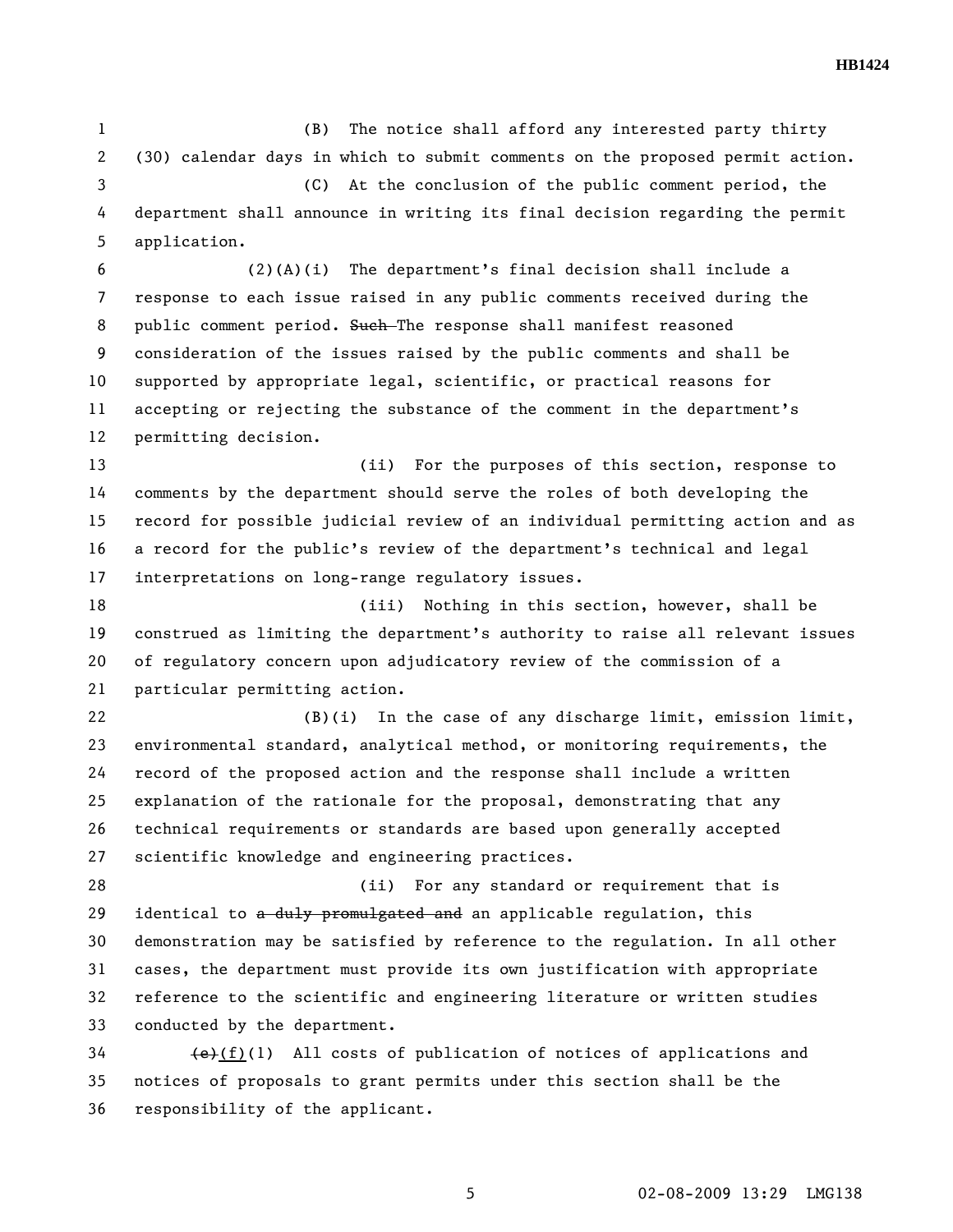(B) The notice shall afford any interested party thirty (30) calendar days in which to submit comments on the proposed permit action.

(C) At the conclusion of the public comment period, the department shall announce in writing its final decision regarding the permit application.

(2)(A)(i) The department's final decision shall include a response to each issue raised in any public comments received during the public comment period. ~~Such~~ The response shall manifest reasoned consideration of the issues raised by the public comments and shall be supported by appropriate legal, scientific, or practical reasons for accepting or rejecting the substance of the comment in the department's permitting decision.

(ii) For the purposes of this section, response to comments by the department should serve the roles of both developing the record for possible judicial review of an individual permitting action and as a record for the public's review of the department's technical and legal interpretations on long-range regulatory issues.

(iii) Nothing in this section, however, shall be construed as limiting the department's authority to raise all relevant issues of regulatory concern upon adjudicatory review of the commission of a particular permitting action.

(B)(i) In the case of any discharge limit, emission limit, environmental standard, analytical method, or monitoring requirements, the record of the proposed action and the response shall include a written explanation of the rationale for the proposal, demonstrating that any technical requirements or standards are based upon generally accepted scientific knowledge and engineering practices.

(ii) For any standard or requirement that is identical to ~~a duly promulgated and~~ an applicable regulation, this demonstration may be satisfied by reference to the regulation. In all other cases, the department must provide its own justification with appropriate reference to the scientific and engineering literature or written studies conducted by the department.

~~(e)~~(f)(1) All costs of publication of notices of applications and notices of proposals to grant permits under this section shall be the responsibility of the applicant.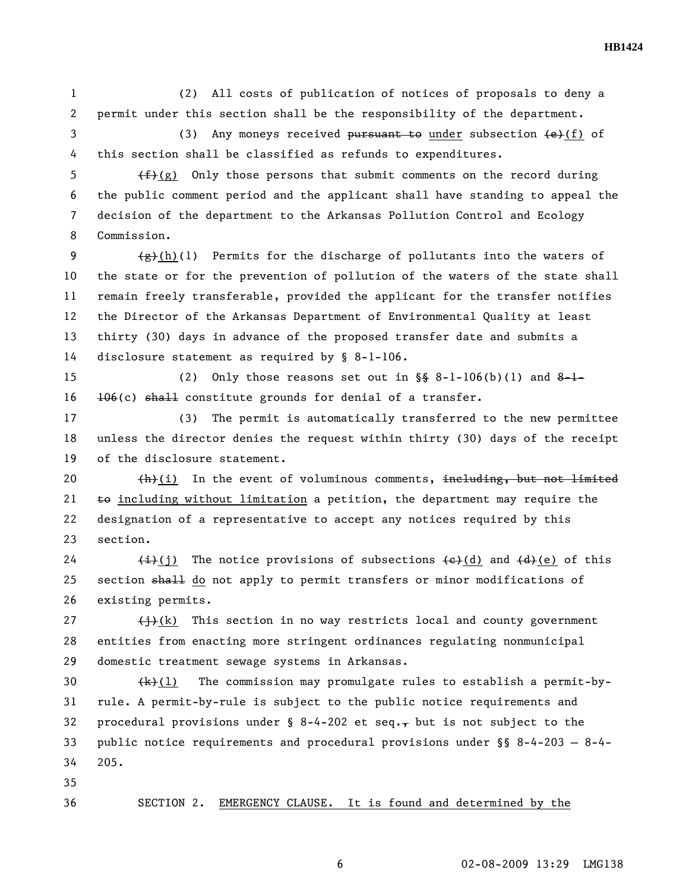(2) All costs of publication of notices of proposals to deny a permit under this section shall be the responsibility of the department.

(3) Any moneys received ~~pursuant to~~ <u>under</u> subsection ~~(e)~~<u>(f)</u> of this section shall be classified as refunds to expenditures.

~~(f)~~<u>(g)</u> Only those persons that submit comments on the record during the public comment period and the applicant shall have standing to appeal the decision of the department to the Arkansas Pollution Control and Ecology Commission.

~~(g)~~<u>(h)</u>(1) Permits for the discharge of pollutants into the waters of the state or for the prevention of pollution of the waters of the state shall remain freely transferable, provided the applicant for the transfer notifies the Director of the Arkansas Department of Environmental Quality at least thirty (30) days in advance of the proposed transfer date and submits a disclosure statement as required by § 8-1-106.

(2) Only those reasons set out in §~~§~~ 8-1-106(b)(1) and ~~8-1-106~~(c) ~~shall~~ constitute grounds for denial of a transfer.

(3) The permit is automatically transferred to the new permittee unless the director denies the request within thirty (30) days of the receipt of the disclosure statement.

~~(h)~~<u>(i)</u> In the event of voluminous comments, ~~including, but not limited to~~ <u>including without limitation</u> a petition, the department may require the designation of a representative to accept any notices required by this section.

~~(i)~~<u>(j)</u> The notice provisions of subsections ~~(c)~~<u>(d)</u> and ~~(d)~~<u>(e)</u> of this section ~~shall~~ <u>do</u> not apply to permit transfers or minor modifications of existing permits.

~~(j)~~<u>(k)</u> This section in no way restricts local and county government entities from enacting more stringent ordinances regulating nonmunicipal domestic treatment sewage systems in Arkansas.

~~(k)~~<u>(l)</u> The commission may promulgate rules to establish a permit-by-rule. A permit-by-rule is subject to the public notice requirements and procedural provisions under § 8-4-202 et seq.~~,~~ but is not subject to the public notice requirements and procedural provisions under §§ 8-4-203 – 8-4-205.

SECTION 2. <u>EMERGENCY CLAUSE. It is found and determined by the</u>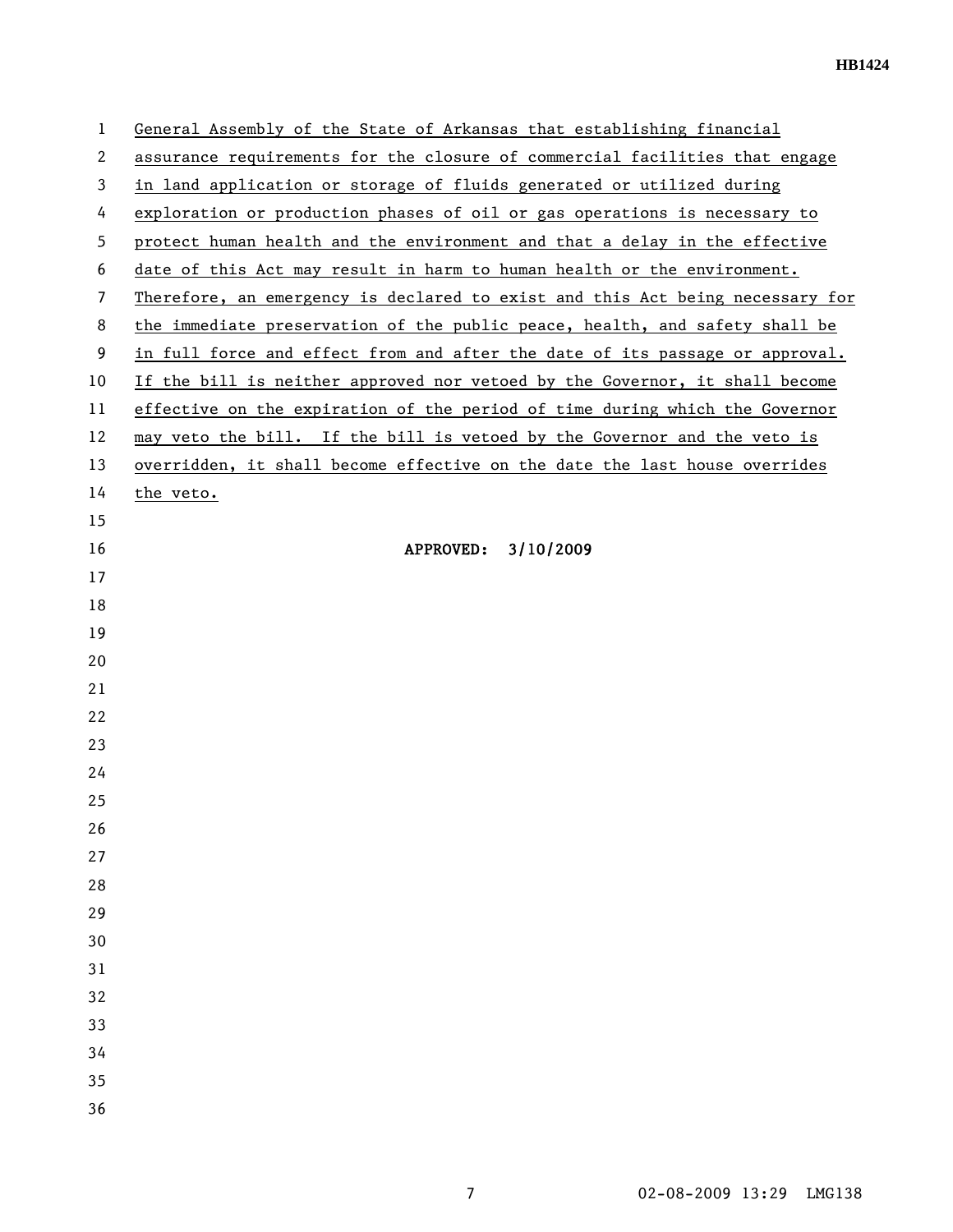General Assembly of the State of Arkansas that establishing financial assurance requirements for the closure of commercial facilities that engage in land application or storage of fluids generated or utilized during exploration or production phases of oil or gas operations is necessary to protect human health and the environment and that a delay in the effective date of this Act may result in harm to human health or the environment. Therefore, an emergency is declared to exist and this Act being necessary for the immediate preservation of the public peace, health, and safety shall be in full force and effect from and after the date of its passage or approval. If the bill is neither approved nor vetoed by the Governor, it shall become effective on the expiration of the period of time during which the Governor may veto the bill. If the bill is vetoed by the Governor and the veto is overridden, it shall become effective on the date the last house overrides the veto.

**APPROVED: 3/10/2009**